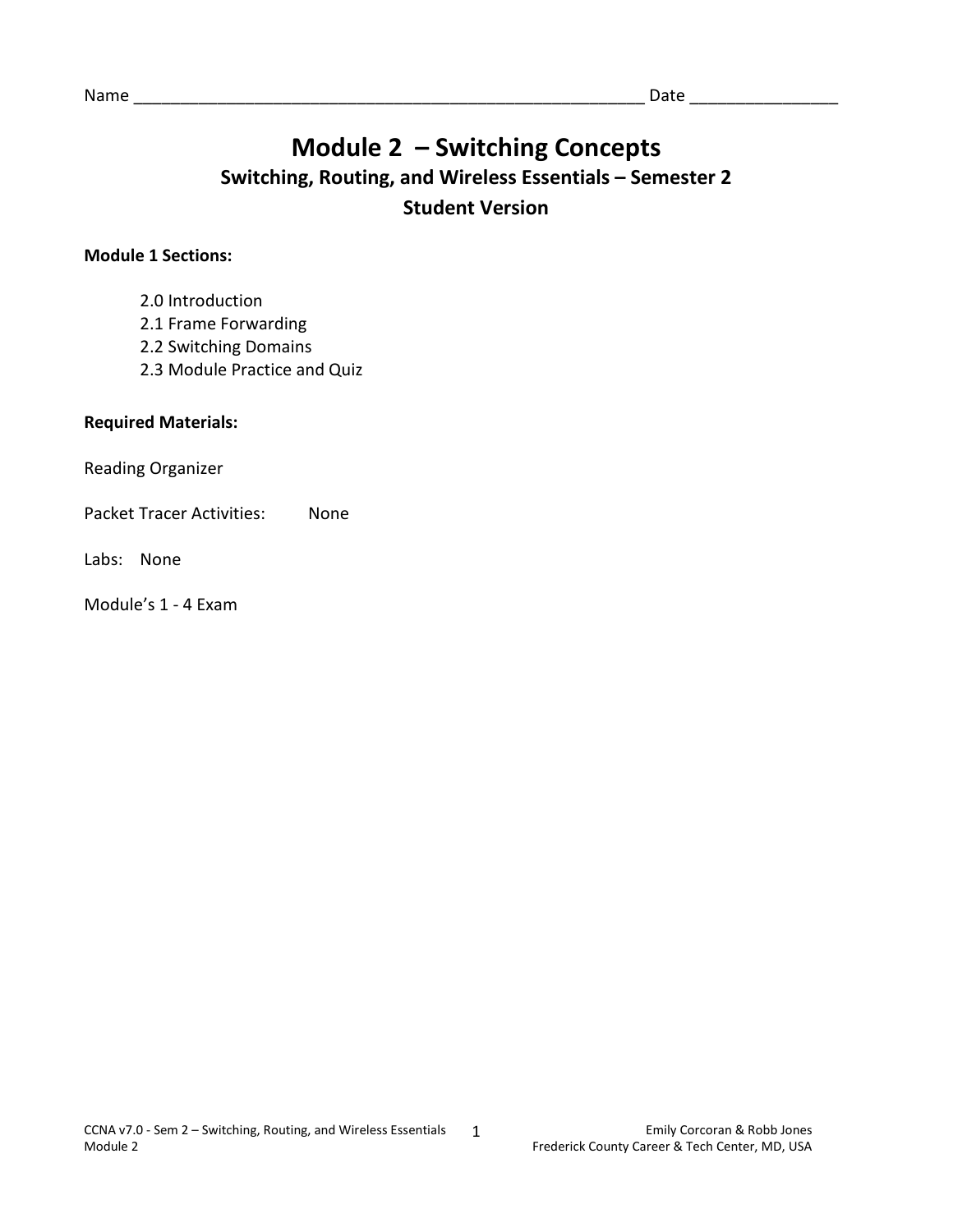Name ______________________________________________________ Date _______________

# Module 2 – Switching Concepts

## Switching, Routing, and Wireless Essentials – Semester 2

## Student Version

**Module 1 Sections:**

2.0 Introduction
2.1 Frame Forwarding
2.2 Switching Domains
2.3 Module Practice and Quiz

**Required Materials:**

Reading Organizer

Packet Tracer Activities: None

Labs: None

Module's 1 - 4 Exam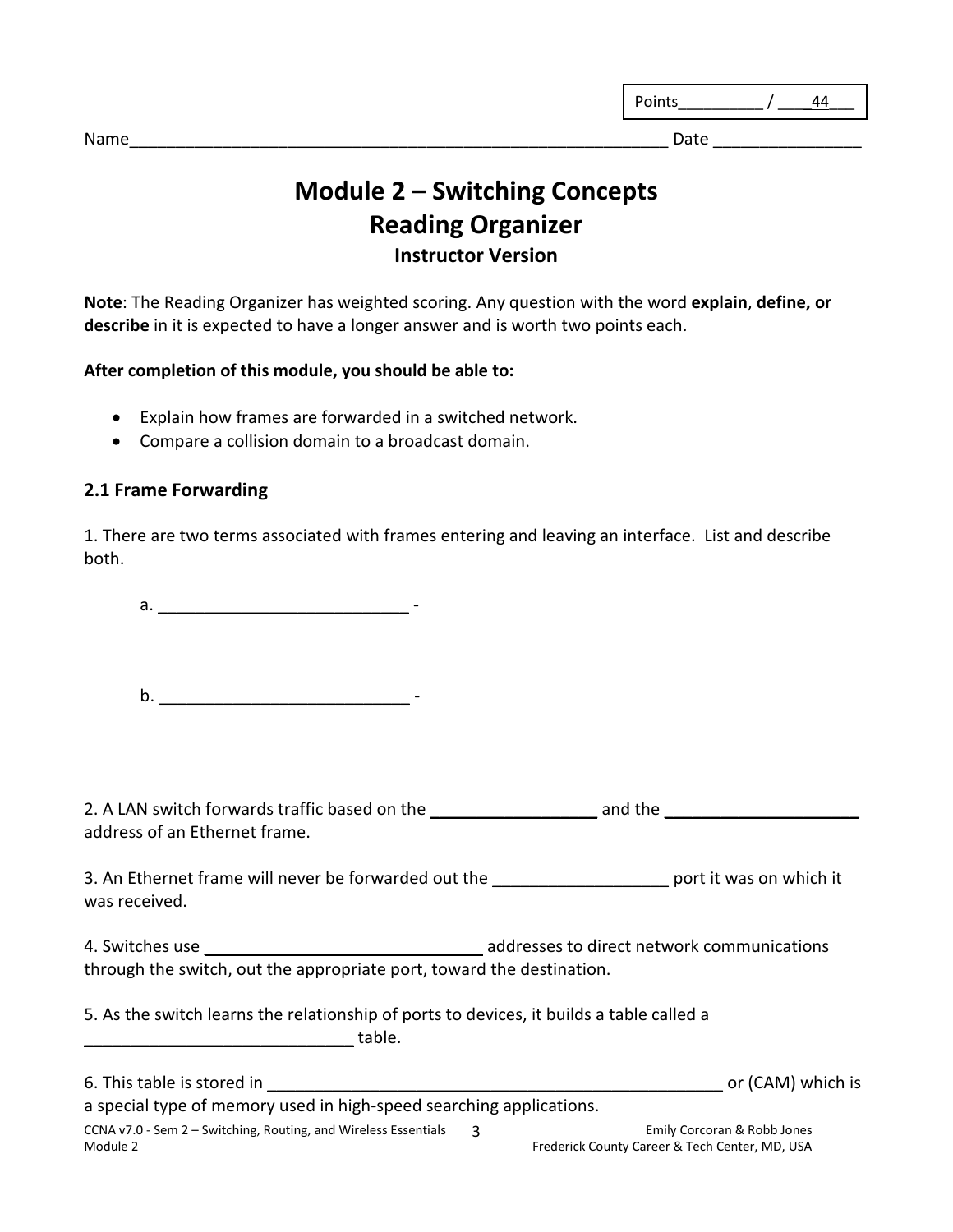Points_________ / ____44___

Name___________________________________________________________ Date ________________

# Module 2 – Switching Concepts
# Reading Organizer
### Instructor Version

**Note**: The Reading Organizer has weighted scoring. Any question with the word **explain**, **define, or describe** in it is expected to have a longer answer and is worth two points each.

**After completion of this module, you should be able to:**

- Explain how frames are forwarded in a switched network.
- Compare a collision domain to a broadcast domain.

## 2.1 Frame Forwarding

1. There are two terms associated with frames entering and leaving an interface. List and describe both.

   a. ___________________________ -

   b. ___________________________ -

2. A LAN switch forwards traffic based on the __________________ and the _____________________ address of an Ethernet frame.

3. An Ethernet frame will never be forwarded out the ___________________ port it was on which it was received.

4. Switches use ______________________________ addresses to direct network communications through the switch, out the appropriate port, toward the destination.

5. As the switch learns the relationship of ports to devices, it builds a table called a ______________________________ table.

6. This table is stored in ____________________________________________________ or (CAM) which is a special type of memory used in high-speed searching applications.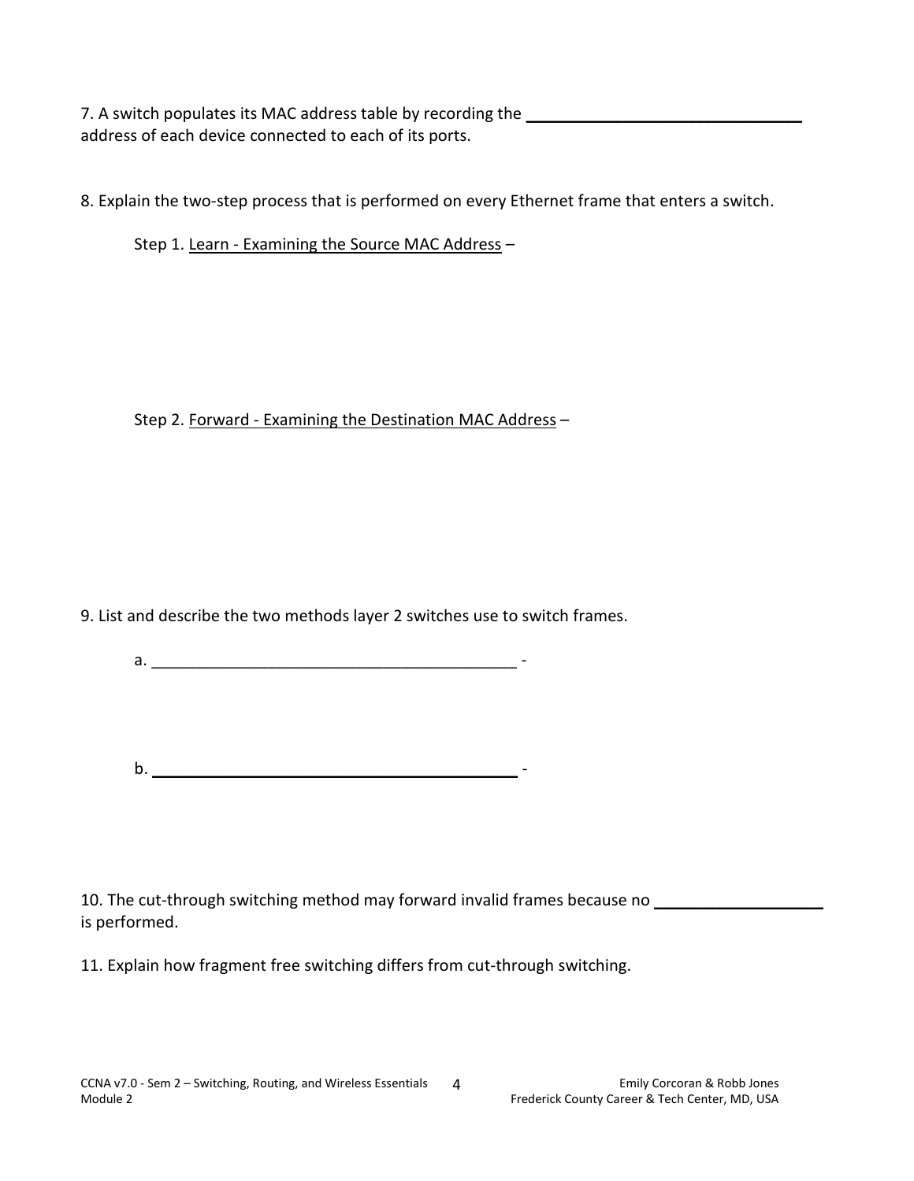7. A switch populates its MAC address table by recording the _______________________________ address of each device connected to each of its ports.

8. Explain the two-step process that is performed on every Ethernet frame that enters a switch.

Step 1. Learn - Examining the Source MAC Address –

Step 2. Forward - Examining the Destination MAC Address –

9. List and describe the two methods layer 2 switches use to switch frames.

a. _________________________________________ -

b. _________________________________________ -

10. The cut-through switching method may forward invalid frames because no __________________ is performed.

11. Explain how fragment free switching differs from cut-through switching.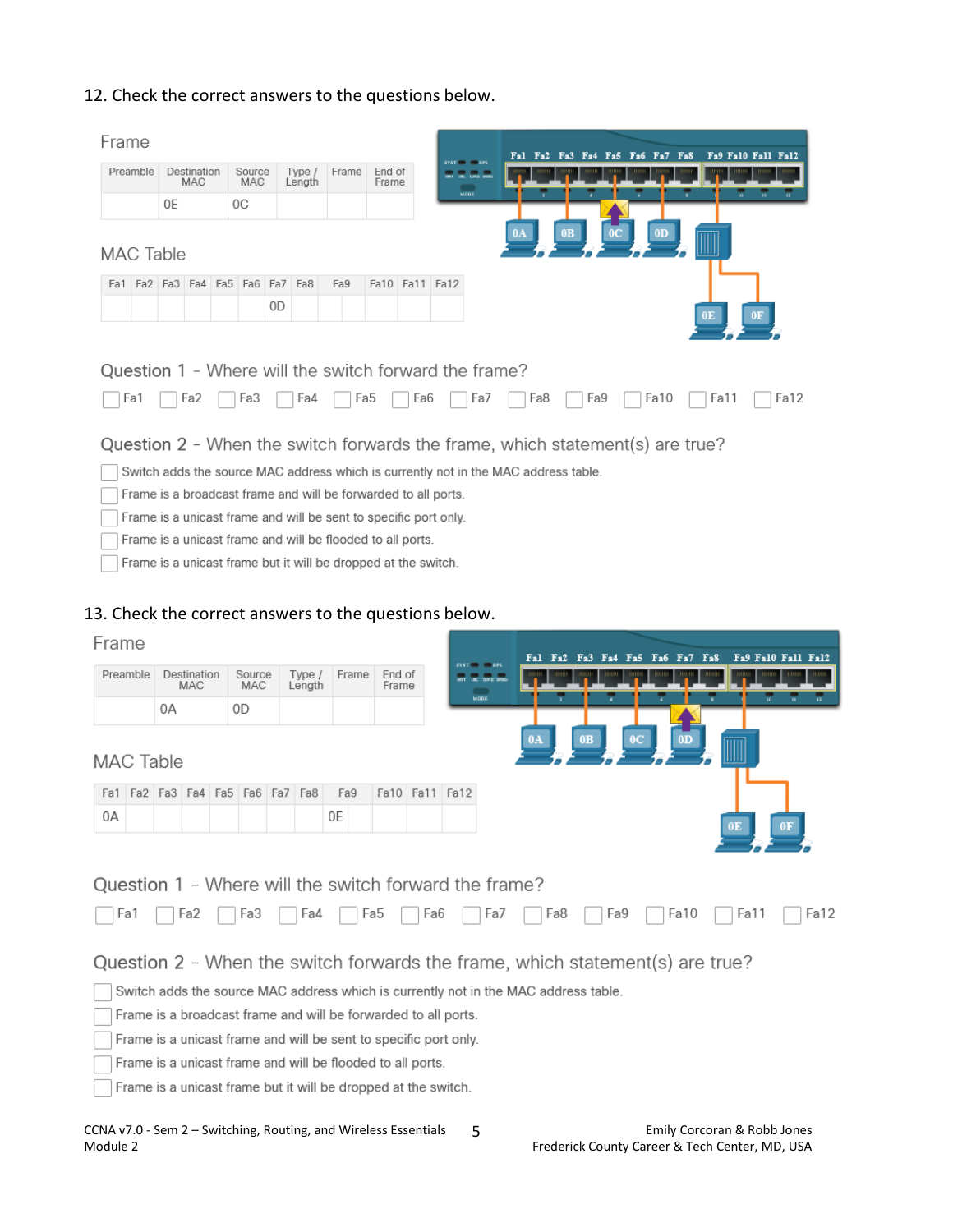12. Check the correct answers to the questions below.

Frame

| Preamble | Destination MAC | Source MAC | Type / Length | Frame | End of Frame |
|---|---|---|---|---|---|
| | 0E | 0C | | | |

MAC Table

| Fa1 | Fa2 | Fa3 | Fa4 | Fa5 | Fa6 | Fa7 | Fa8 | Fa9 | Fa10 | Fa11 | Fa12 |
|---|---|---|---|---|---|---|---|---|---|---|---|
| | | | | | | 0D | | | | | |

Question 1 - Where will the switch forward the frame?

☐ Fa1 ☐ Fa2 ☐ Fa3 ☐ Fa4 ☐ Fa5 ☐ Fa6 ☐ Fa7 ☐ Fa8 ☐ Fa9 ☐ Fa10 ☐ Fa11 ☐ Fa12

Question 2 - When the switch forwards the frame, which statement(s) are true?

☐ Switch adds the source MAC address which is currently not in the MAC address table.
☐ Frame is a broadcast frame and will be forwarded to all ports.
☐ Frame is a unicast frame and will be sent to specific port only.
☐ Frame is a unicast frame and will be flooded to all ports.
☐ Frame is a unicast frame but it will be dropped at the switch.

13. Check the correct answers to the questions below.

Frame

| Preamble | Destination MAC | Source MAC | Type / Length | Frame | End of Frame |
|---|---|---|---|---|---|
| | 0A | 0D | | | |

MAC Table

| Fa1 | Fa2 | Fa3 | Fa4 | Fa5 | Fa6 | Fa7 | Fa8 | Fa9 | Fa10 | Fa11 | Fa12 |
|---|---|---|---|---|---|---|---|---|---|---|---|
| 0A | | | | | | | | 0E | | | |

Question 1 - Where will the switch forward the frame?

☐ Fa1 ☐ Fa2 ☐ Fa3 ☐ Fa4 ☐ Fa5 ☐ Fa6 ☐ Fa7 ☐ Fa8 ☐ Fa9 ☐ Fa10 ☐ Fa11 ☐ Fa12

Question 2 - When the switch forwards the frame, which statement(s) are true?

☐ Switch adds the source MAC address which is currently not in the MAC address table.
☐ Frame is a broadcast frame and will be forwarded to all ports.
☐ Frame is a unicast frame and will be sent to specific port only.
☐ Frame is a unicast frame and will be flooded to all ports.
☐ Frame is a unicast frame but it will be dropped at the switch.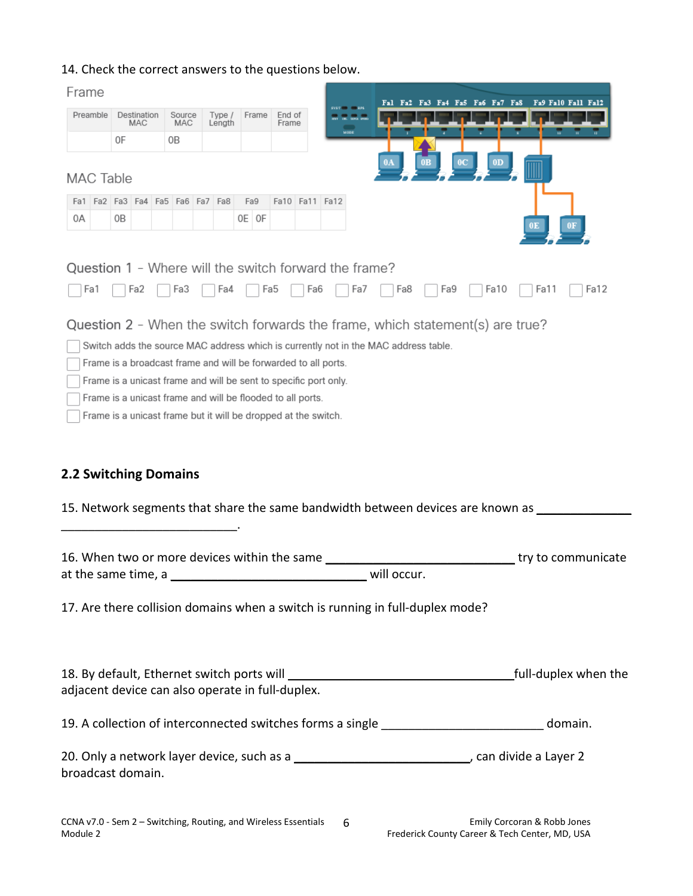14. Check the correct answers to the questions below.

Frame

| Preamble | Destination MAC | Source MAC | Type / Length | Frame | End of Frame |
|---|---|---|---|---|---|
| | 0F | 0B | | | |

MAC Table

| Fa1 | Fa2 | Fa3 | Fa4 | Fa5 | Fa6 | Fa7 | Fa8 | Fa9 | | Fa10 | Fa11 | Fa12 |
|---|---|---|---|---|---|---|---|---|---|---|---|---|
| 0A | | 0B | | | | | | 0E | 0F | | | |

Question 1 - Where will the switch forward the frame?

☐ Fa1 ☐ Fa2 ☐ Fa3 ☐ Fa4 ☐ Fa5 ☐ Fa6 ☐ Fa7 ☐ Fa8 ☐ Fa9 ☐ Fa10 ☐ Fa11 ☐ Fa12

Question 2 - When the switch forwards the frame, which statement(s) are true?

☐ Switch adds the source MAC address which is currently not in the MAC address table.

☐ Frame is a broadcast frame and will be forwarded to all ports.

☐ Frame is a unicast frame and will be sent to specific port only.

☐ Frame is a unicast frame and will be flooded to all ports.

☐ Frame is a unicast frame but it will be dropped at the switch.

## 2.2 Switching Domains

15. Network segments that share the same bandwidth between devices are known as ______________ ______________________________.

16. When two or more devices within the same ______________________________ try to communicate at the same time, a ______________________________ will occur.

17. Are there collision domains when a switch is running in full-duplex mode?

18. By default, Ethernet switch ports will ______________________________ full-duplex when the adjacent device can also operate in full-duplex.

19. A collection of interconnected switches forms a single ______________________________ domain.

20. Only a network layer device, such as a ______________________________, can divide a Layer 2 broadcast domain.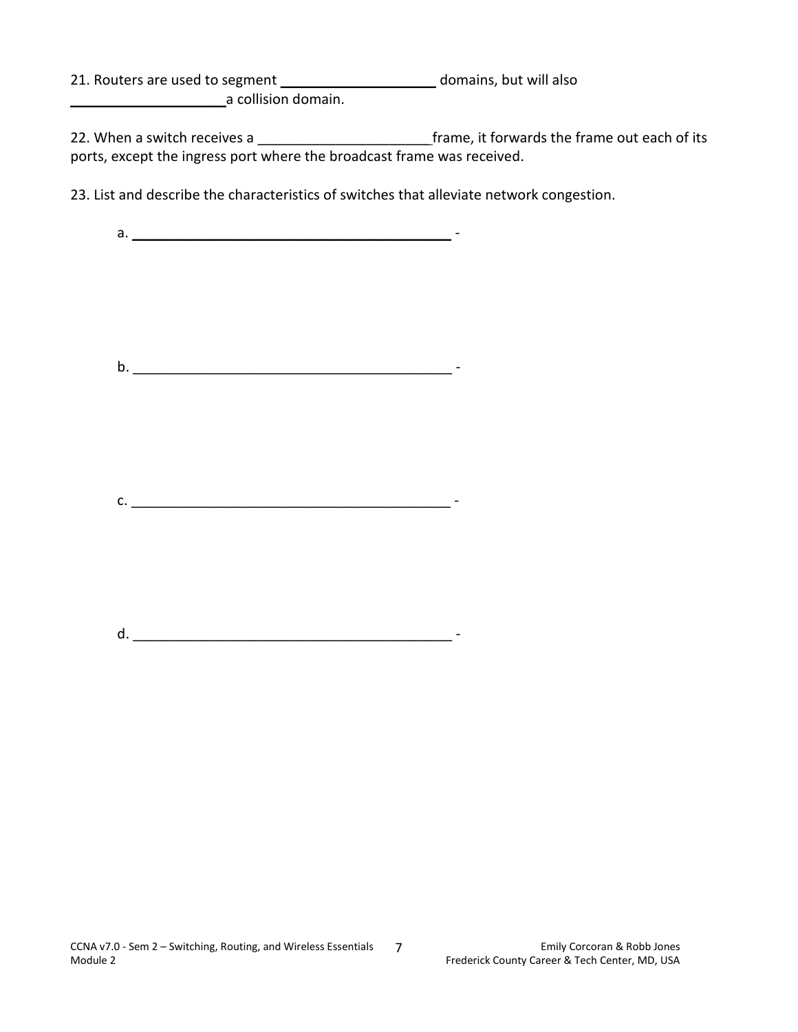21. Routers are used to segment ____________________ domains, but will also ____________________a collision domain.

22. When a switch receives a ______________________frame, it forwards the frame out each of its ports, except the ingress port where the broadcast frame was received.

23. List and describe the characteristics of switches that alleviate network congestion.

a. __________________________________________ -

b. __________________________________________ -

c. __________________________________________ -

d. __________________________________________ -